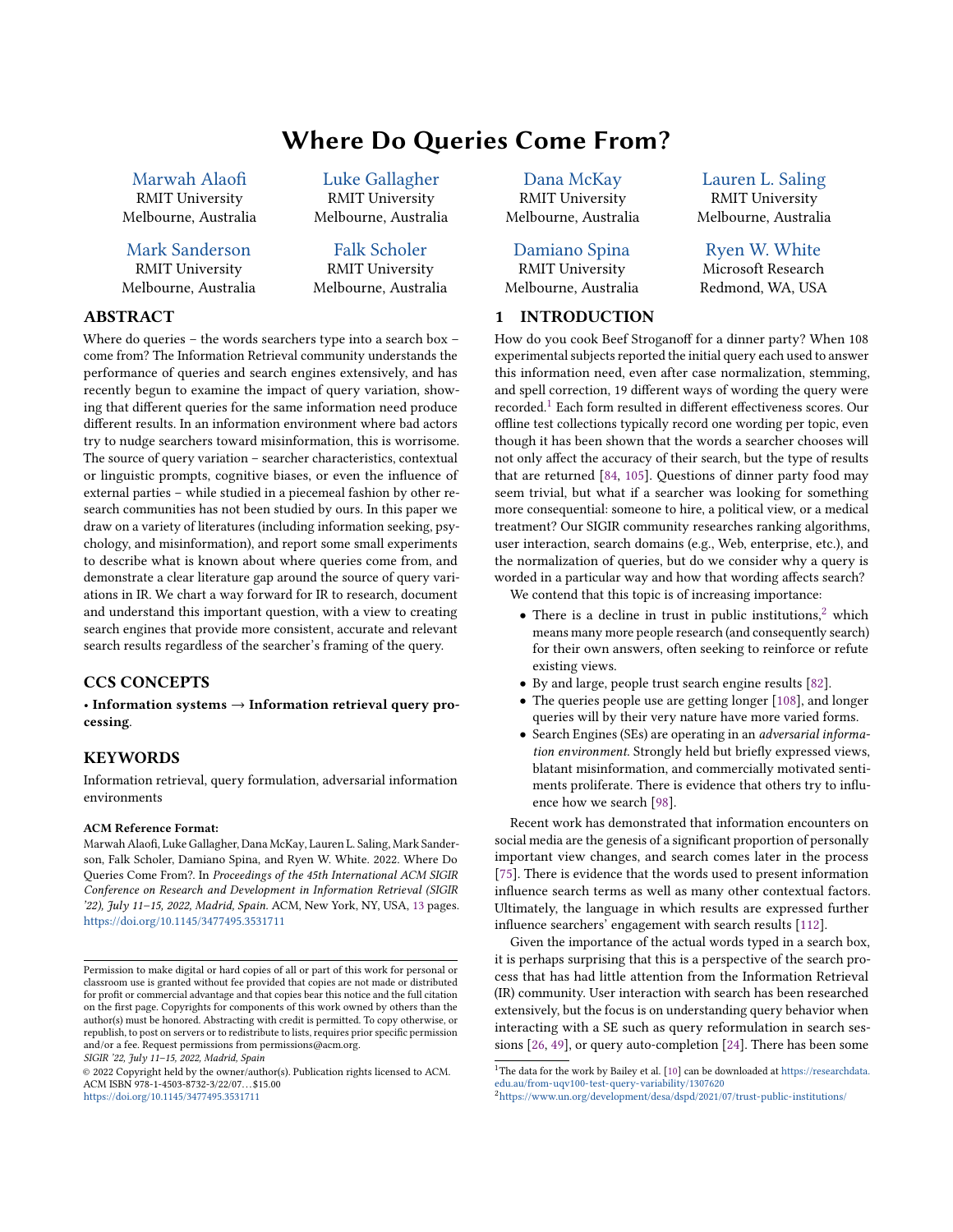# Where Do Queries Come From?

Marwah Alaofi
RMIT University
Melbourne, Australia

Luke Gallagher
RMIT University
Melbourne, Australia

Dana McKay
RMIT University
Melbourne, Australia

Lauren L. Saling
RMIT University
Melbourne, Australia

Mark Sanderson
RMIT University
Melbourne, Australia

Falk Scholer
RMIT University
Melbourne, Australia

Damiano Spina
RMIT University
Melbourne, Australia

Ryen W. White
Microsoft Research
Redmond, WA, USA

## ABSTRACT

Where do queries – the words searchers type into a search box – come from? The Information Retrieval community understands the performance of queries and search engines extensively, and has recently begun to examine the impact of query variation, showing that different queries for the same information need produce different results. In an information environment where bad actors try to nudge searchers toward misinformation, this is worrisome. The source of query variation – searcher characteristics, contextual or linguistic prompts, cognitive biases, or even the influence of external parties – while studied in a piecemeal fashion by other research communities has not been studied by ours. In this paper we draw on a variety of literatures (including information seeking, psychology, and misinformation), and report some small experiments to describe what is known about where queries come from, and demonstrate a clear literature gap around the source of query variations in IR. We chart a way forward for IR to research, document and understand this important question, with a view to creating search engines that provide more consistent, accurate and relevant search results regardless of the searcher's framing of the query.

## CCS CONCEPTS

• **Information systems** → **Information retrieval query processing**.

## KEYWORDS

Information retrieval, query formulation, adversarial information environments

**ACM Reference Format:**
Marwah Alaofi, Luke Gallagher, Dana McKay, Lauren L. Saling, Mark Sanderson, Falk Scholer, Damiano Spina, and Ryen W. White. 2022. Where Do Queries Come From?. In *Proceedings of the 45th International ACM SIGIR Conference on Research and Development in Information Retrieval (SIGIR '22), July 11–15, 2022, Madrid, Spain.* ACM, New York, NY, USA, 13 pages. https://doi.org/10.1145/3477495.3531711

Permission to make digital or hard copies of all or part of this work for personal or classroom use is granted without fee provided that copies are not made or distributed for profit or commercial advantage and that copies bear this notice and the full citation on the first page. Copyrights for components of this work owned by others than the author(s) must be honored. Abstracting with credit is permitted. To copy otherwise, or republish, to post on servers or to redistribute to lists, requires prior specific permission and/or a fee. Request permissions from permissions@acm.org.
*SIGIR '22, July 11–15, 2022, Madrid, Spain*
© 2022 Copyright held by the owner/author(s). Publication rights licensed to ACM.
ACM ISBN 978-1-4503-8732-3/22/07…$15.00
https://doi.org/10.1145/3477495.3531711

## 1 INTRODUCTION

How do you cook Beef Stroganoff for a dinner party? When 108 experimental subjects reported the initial query each used to answer this information need, even after case normalization, stemming, and spell correction, 19 different ways of wording the query were recorded.[1] Each form resulted in different effectiveness scores. Our offline test collections typically record one wording per topic, even though it has been shown that the words a searcher chooses will not only affect the accuracy of their search, but the type of results that are returned [84, 105]. Questions of dinner party food may seem trivial, but what if a searcher was looking for something more consequential: someone to hire, a political view, or a medical treatment? Our SIGIR community researches ranking algorithms, user interaction, search domains (e.g., Web, enterprise, etc.), and the normalization of queries, but do we consider why a query is worded in a particular way and how that wording affects search?

We contend that this topic is of increasing importance:

- There is a decline in trust in public institutions,[2] which means many more people research (and consequently search) for their own answers, often seeking to reinforce or refute existing views.
- By and large, people trust search engine results [82].
- The queries people use are getting longer [108], and longer queries will by their very nature have more varied forms.
- Search Engines (SEs) are operating in an *adversarial information environment*. Strongly held but briefly expressed views, blatant misinformation, and commercially motivated sentiments proliferate. There is evidence that others try to influence how we search [98].

Recent work has demonstrated that information encounters on social media are the genesis of a significant proportion of personally important view changes, and search comes later in the process [75]. There is evidence that the words used to present information influence search terms as well as many other contextual factors. Ultimately, the language in which results are expressed further influence searchers' engagement with search results [112].

Given the importance of the actual words typed in a search box, it is perhaps surprising that this is a perspective of the search process that has had little attention from the Information Retrieval (IR) community. User interaction with search has been researched extensively, but the focus is on understanding query behavior when interacting with a SE such as query reformulation in search sessions [26, 49], or query auto-completion [24]. There has been some

[1] The data for the work by Bailey et al. [10] can be downloaded at https://researchdata.edu.au/from-uqv100-test-query-variability/1307620

[2] https://www.un.org/development/desa/dspd/2021/07/trust-public-institutions/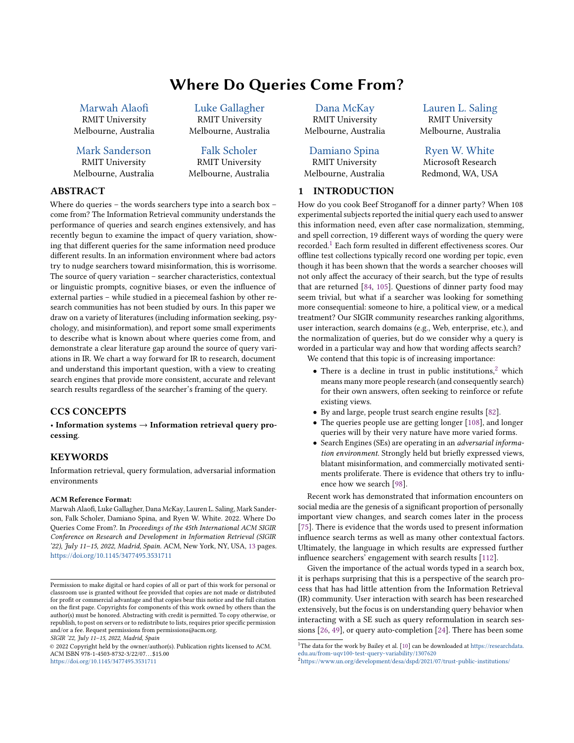# Where Do Queries Come From?

Marwah Alaofi
RMIT University
Melbourne, Australia

Luke Gallagher
RMIT University
Melbourne, Australia

Dana McKay
RMIT University
Melbourne, Australia

Lauren L. Saling
RMIT University
Melbourne, Australia

Mark Sanderson
RMIT University
Melbourne, Australia

Falk Scholer
RMIT University
Melbourne, Australia

Damiano Spina
RMIT University
Melbourne, Australia

Ryen W. White
Microsoft Research
Redmond, WA, USA

## ABSTRACT

Where do queries – the words searchers type into a search box – come from? The Information Retrieval community understands the performance of queries and search engines extensively, and has recently begun to examine the impact of query variation, showing that different queries for the same information need produce different results. In an information environment where bad actors try to nudge searchers toward misinformation, this is worrisome. The source of query variation – searcher characteristics, contextual or linguistic prompts, cognitive biases, or even the influence of external parties – while studied in a piecemeal fashion by other research communities has not been studied by ours. In this paper we draw on a variety of literatures (including information seeking, psychology, and misinformation), and report some small experiments to describe what is known about where queries come from, and demonstrate a clear literature gap around the source of query variations in IR. We chart a way forward for IR to research, document and understand this important question, with a view to creating search engines that provide more consistent, accurate and relevant search results regardless of the searcher's framing of the query.

## CCS CONCEPTS

• **Information systems → Information retrieval query processing**.

## KEYWORDS

Information retrieval, query formulation, adversarial information environments

**ACM Reference Format:**
Marwah Alaofi, Luke Gallagher, Dana McKay, Lauren L. Saling, Mark Sanderson, Falk Scholer, Damiano Spina, and Ryen W. White. 2022. Where Do Queries Come From?. In *Proceedings of the 45th International ACM SIGIR Conference on Research and Development in Information Retrieval (SIGIR '22), July 11–15, 2022, Madrid, Spain.* ACM, New York, NY, USA, 13 pages. https://doi.org/10.1145/3477495.3531711

Permission to make digital or hard copies of all or part of this work for personal or classroom use is granted without fee provided that copies are not made or distributed for profit or commercial advantage and that copies bear this notice and the full citation on the first page. Copyrights for components of this work owned by others than the author(s) must be honored. Abstracting with credit is permitted. To copy otherwise, or republish, to post on servers or to redistribute to lists, requires prior specific permission and/or a fee. Request permissions from permissions@acm.org.
*SIGIR '22, July 11–15, 2022, Madrid, Spain*
© 2022 Copyright held by the owner/author(s). Publication rights licensed to ACM.
ACM ISBN 978-1-4503-8732-3/22/07…$15.00
https://doi.org/10.1145/3477495.3531711

## 1 INTRODUCTION

How do you cook Beef Stroganoff for a dinner party? When 108 experimental subjects reported the initial query each used to answer this information need, even after case normalization, stemming, and spell correction, 19 different ways of wording the query were recorded.[1] Each form resulted in different effectiveness scores. Our offline test collections typically record one wording per topic, even though it has been shown that the words a searcher chooses will not only affect the accuracy of their search, but the type of results that are returned [84, 105]. Questions of dinner party food may seem trivial, but what if a searcher was looking for something more consequential: someone to hire, a political view, or a medical treatment? Our SIGIR community researches ranking algorithms, user interaction, search domains (e.g., Web, enterprise, etc.), and the normalization of queries, but do we consider why a query is worded in a particular way and how that wording affects search?

We contend that this topic is of increasing importance:

- There is a decline in trust in public institutions,[2] which means many more people research (and consequently search) for their own answers, often seeking to reinforce or refute existing views.
- By and large, people trust search engine results [82].
- The queries people use are getting longer [108], and longer queries will by their very nature have more varied forms.
- Search Engines (SEs) are operating in an *adversarial information environment*. Strongly held but briefly expressed views, blatant misinformation, and commercially motivated sentiments proliferate. There is evidence that others try to influence how we search [98].

Recent work has demonstrated that information encounters on social media are the genesis of a significant proportion of personally important view changes, and search comes later in the process [75]. There is evidence that the words used to present information influence search terms as well as many other contextual factors. Ultimately, the language in which results are expressed further influence searchers' engagement with search results [112].

Given the importance of the actual words typed in a search box, it is perhaps surprising that this is a perspective of the search process that has had little attention from the Information Retrieval (IR) community. User interaction with search has been researched extensively, but the focus is on understanding query behavior when interacting with a SE such as query reformulation in search sessions [26, 49], or query auto-completion [24]. There has been some

[1] The data for the work by Bailey et al. [10] can be downloaded at https://researchdata.edu.au/from-uqv100-test-query-variability/1307620

[2] https://www.un.org/development/desa/dspd/2021/07/trust-public-institutions/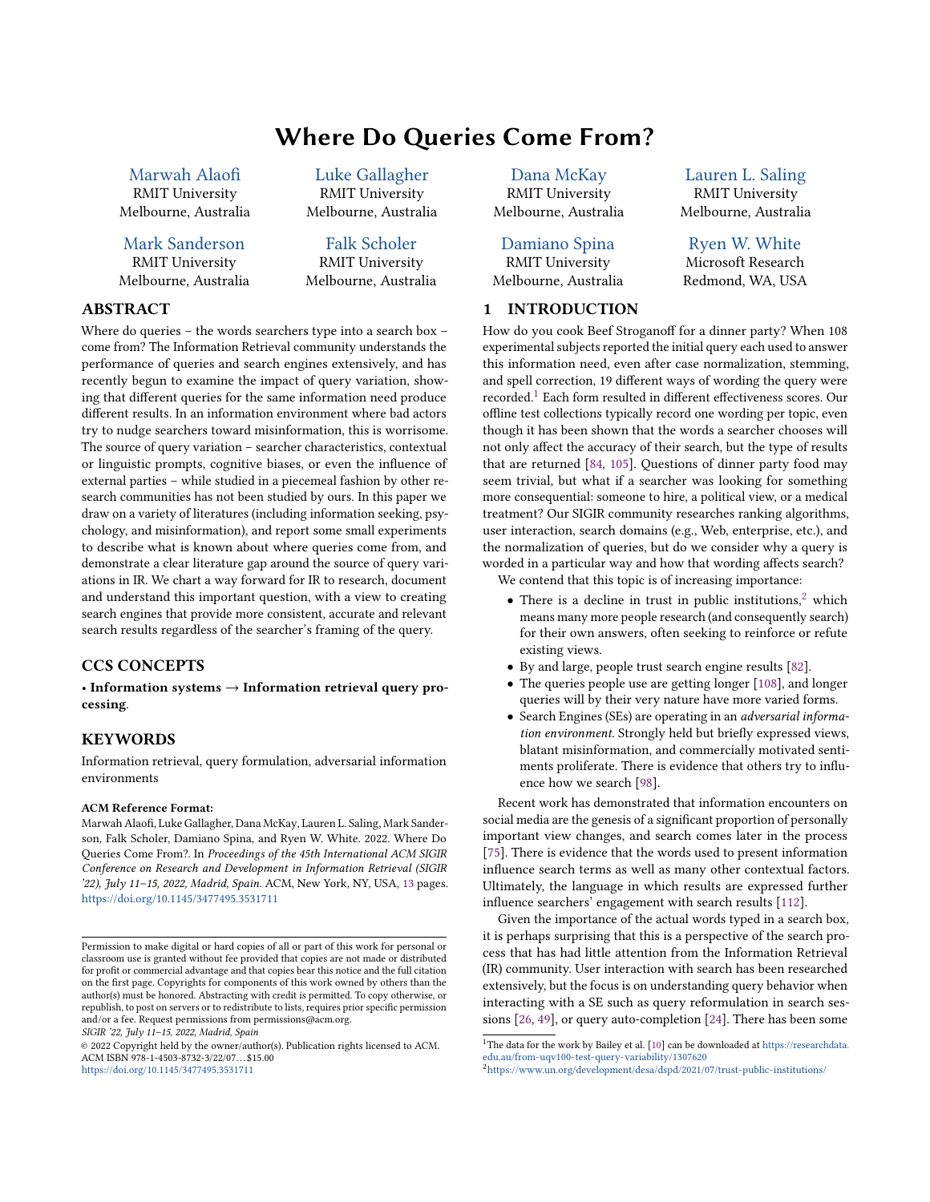# Where Do Queries Come From?

Marwah Alaofi
RMIT University
Melbourne, Australia

Luke Gallagher
RMIT University
Melbourne, Australia

Dana McKay
RMIT University
Melbourne, Australia

Lauren L. Saling
RMIT University
Melbourne, Australia

Mark Sanderson
RMIT University
Melbourne, Australia

Falk Scholer
RMIT University
Melbourne, Australia

Damiano Spina
RMIT University
Melbourne, Australia

Ryen W. White
Microsoft Research
Redmond, WA, USA

## ABSTRACT

Where do queries – the words searchers type into a search box – come from? The Information Retrieval community understands the performance of queries and search engines extensively, and has recently begun to examine the impact of query variation, showing that different queries for the same information need produce different results. In an information environment where bad actors try to nudge searchers toward misinformation, this is worrisome. The source of query variation – searcher characteristics, contextual or linguistic prompts, cognitive biases, or even the influence of external parties – while studied in a piecemeal fashion by other research communities has not been studied by ours. In this paper we draw on a variety of literatures (including information seeking, psychology, and misinformation), and report some small experiments to describe what is known about where queries come from, and demonstrate a clear literature gap around the source of query variations in IR. We chart a way forward for IR to research, document and understand this important question, with a view to creating search engines that provide more consistent, accurate and relevant search results regardless of the searcher's framing of the query.

## CCS CONCEPTS

• **Information systems** → **Information retrieval query processing**.

## KEYWORDS

Information retrieval, query formulation, adversarial information environments

**ACM Reference Format:**
Marwah Alaofi, Luke Gallagher, Dana McKay, Lauren L. Saling, Mark Sanderson, Falk Scholer, Damiano Spina, and Ryen W. White. 2022. Where Do Queries Come From?. In *Proceedings of the 45th International ACM SIGIR Conference on Research and Development in Information Retrieval (SIGIR '22), July 11–15, 2022, Madrid, Spain.* ACM, New York, NY, USA, 13 pages. https://doi.org/10.1145/3477495.3531711

Permission to make digital or hard copies of all or part of this work for personal or classroom use is granted without fee provided that copies are not made or distributed for profit or commercial advantage and that copies bear this notice and the full citation on the first page. Copyrights for components of this work owned by others than the author(s) must be honored. Abstracting with credit is permitted. To copy otherwise, or republish, to post on servers or to redistribute to lists, requires prior specific permission and/or a fee. Request permissions from permissions@acm.org.
*SIGIR '22, July 11–15, 2022, Madrid, Spain*
© 2022 Copyright held by the owner/author(s). Publication rights licensed to ACM.
ACM ISBN 978-1-4503-8732-3/22/07...$15.00
https://doi.org/10.1145/3477495.3531711

## 1 INTRODUCTION

How do you cook Beef Stroganoff for a dinner party? When 108 experimental subjects reported the initial query each used to answer this information need, even after case normalization, stemming, and spell correction, 19 different ways of wording the query were recorded.[1] Each form resulted in different effectiveness scores. Our offline test collections typically record one wording per topic, even though it has been shown that the words a searcher chooses will not only affect the accuracy of their search, but the type of results that are returned [84, 105]. Questions of dinner party food may seem trivial, but what if a searcher was looking for something more consequential: someone to hire, a political view, or a medical treatment? Our SIGIR community researches ranking algorithms, user interaction, search domains (e.g., Web, enterprise, etc.), and the normalization of queries, but do we consider why a query is worded in a particular way and how that wording affects search?

We contend that this topic is of increasing importance:

- There is a decline in trust in public institutions,[2] which means many more people research (and consequently search) for their own answers, often seeking to reinforce or refute existing views.
- By and large, people trust search engine results [82].
- The queries people use are getting longer [108], and longer queries will by their very nature have more varied forms.
- Search Engines (SEs) are operating in an *adversarial information environment*. Strongly held but briefly expressed views, blatant misinformation, and commercially motivated sentiments proliferate. There is evidence that others try to influence how we search [98].

Recent work has demonstrated that information encounters on social media are the genesis of a significant proportion of personally important view changes, and search comes later in the process [75]. There is evidence that the words used to present information influence search terms as well as many other contextual factors. Ultimately, the language in which results are expressed further influence searchers' engagement with search results [112].

Given the importance of the actual words typed in a search box, it is perhaps surprising that this is a perspective of the search process that has had little attention from the Information Retrieval (IR) community. User interaction with search has been researched extensively, but the focus is on understanding query behavior when interacting with a SE such as query reformulation in search sessions [26, 49], or query auto-completion [24]. There has been some

[1] The data for the work by Bailey et al. [10] can be downloaded at https://researchdata.edu.au/from-uqv100-test-query-variability/1307620

[2] https://www.un.org/development/desa/dspd/2021/07/trust-public-institutions/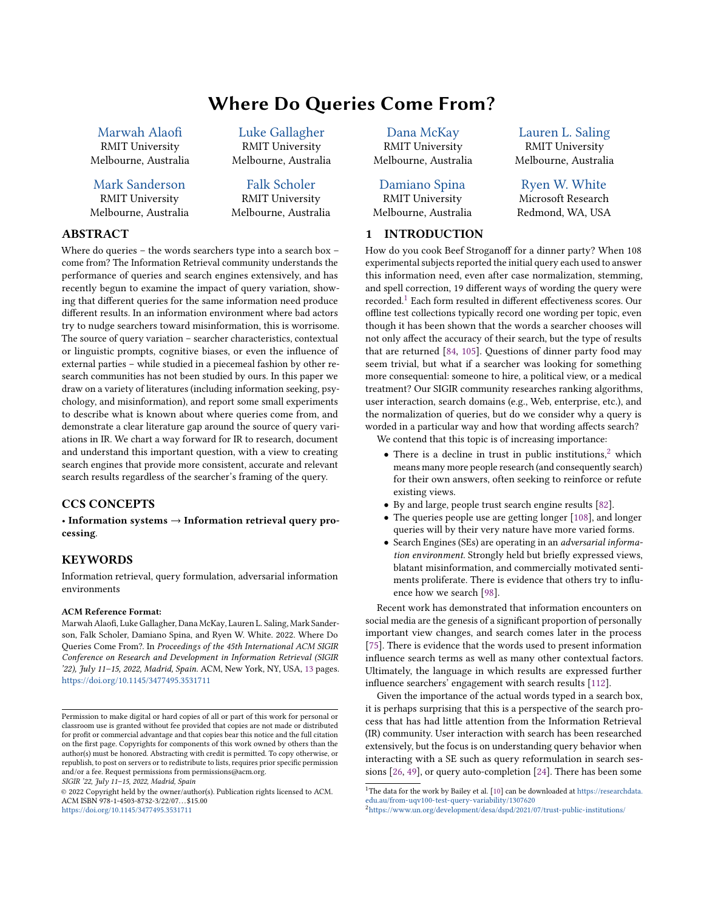# Where Do Queries Come From?

Marwah Alaofi
RMIT University
Melbourne, Australia

Luke Gallagher
RMIT University
Melbourne, Australia

Dana McKay
RMIT University
Melbourne, Australia

Lauren L. Saling
RMIT University
Melbourne, Australia

Mark Sanderson
RMIT University
Melbourne, Australia

Falk Scholer
RMIT University
Melbourne, Australia

Damiano Spina
RMIT University
Melbourne, Australia

Ryen W. White
Microsoft Research
Redmond, WA, USA

## ABSTRACT

Where do queries – the words searchers type into a search box – come from? The Information Retrieval community understands the performance of queries and search engines extensively, and has recently begun to examine the impact of query variation, showing that different queries for the same information need produce different results. In an information environment where bad actors try to nudge searchers toward misinformation, this is worrisome. The source of query variation – searcher characteristics, contextual or linguistic prompts, cognitive biases, or even the influence of external parties – while studied in a piecemeal fashion by other research communities has not been studied by ours. In this paper we draw on a variety of literatures (including information seeking, psychology, and misinformation), and report some small experiments to describe what is known about where queries come from, and demonstrate a clear literature gap around the source of query variations in IR. We chart a way forward for IR to research, document and understand this important question, with a view to creating search engines that provide more consistent, accurate and relevant search results regardless of the searcher's framing of the query.

## CCS CONCEPTS

• **Information systems → Information retrieval query processing**.

## KEYWORDS

Information retrieval, query formulation, adversarial information environments

**ACM Reference Format:**
Marwah Alaofi, Luke Gallagher, Dana McKay, Lauren L. Saling, Mark Sanderson, Falk Scholer, Damiano Spina, and Ryen W. White. 2022. Where Do Queries Come From?. In *Proceedings of the 45th International ACM SIGIR Conference on Research and Development in Information Retrieval (SIGIR '22), July 11–15, 2022, Madrid, Spain.* ACM, New York, NY, USA, 13 pages. https://doi.org/10.1145/3477495.3531711

Permission to make digital or hard copies of all or part of this work for personal or classroom use is granted without fee provided that copies are not made or distributed for profit or commercial advantage and that copies bear this notice and the full citation on the first page. Copyrights for components of this work owned by others than the author(s) must be honored. Abstracting with credit is permitted. To copy otherwise, or republish, to post on servers or to redistribute to lists, requires prior specific permission and/or a fee. Request permissions from permissions@acm.org.
*SIGIR '22, July 11–15, 2022, Madrid, Spain*
© 2022 Copyright held by the owner/author(s). Publication rights licensed to ACM.
ACM ISBN 978-1-4503-8732-3/22/07…$15.00
https://doi.org/10.1145/3477495.3531711

## 1 INTRODUCTION

How do you cook Beef Stroganoff for a dinner party? When 108 experimental subjects reported the initial query each used to answer this information need, even after case normalization, stemming, and spell correction, 19 different ways of wording the query were recorded.[1] Each form resulted in different effectiveness scores. Our offline test collections typically record one wording per topic, even though it has been shown that the words a searcher chooses will not only affect the accuracy of their search, but the type of results that are returned [84, 105]. Questions of dinner party food may seem trivial, but what if a searcher was looking for something more consequential: someone to hire, a political view, or a medical treatment? Our SIGIR community researches ranking algorithms, user interaction, search domains (e.g., Web, enterprise, etc.), and the normalization of queries, but do we consider why a query is worded in a particular way and how that wording affects search?

We contend that this topic is of increasing importance:

- There is a decline in trust in public institutions,[2] which means many more people research (and consequently search) for their own answers, often seeking to reinforce or refute existing views.
- By and large, people trust search engine results [82].
- The queries people use are getting longer [108], and longer queries will by their very nature have more varied forms.
- Search Engines (SEs) are operating in an *adversarial information environment*. Strongly held but briefly expressed views, blatant misinformation, and commercially motivated sentiments proliferate. There is evidence that others try to influence how we search [98].

Recent work has demonstrated that information encounters on social media are the genesis of a significant proportion of personally important view changes, and search comes later in the process [75]. There is evidence that the words used to present information influence search terms as well as many other contextual factors. Ultimately, the language in which results are expressed further influence searchers' engagement with search results [112].

Given the importance of the actual words typed in a search box, it is perhaps surprising that this is a perspective of the search process that has had little attention from the Information Retrieval (IR) community. User interaction with search has been researched extensively, but the focus is on understanding query behavior when interacting with a SE such as query reformulation in search sessions [26, 49], or query auto-completion [24]. There has been some

[1] The data for the work by Bailey et al. [10] can be downloaded at https://researchdata.edu.au/from-uqv100-test-query-variability/1307620
[2] https://www.un.org/development/desa/dspd/2021/07/trust-public-institutions/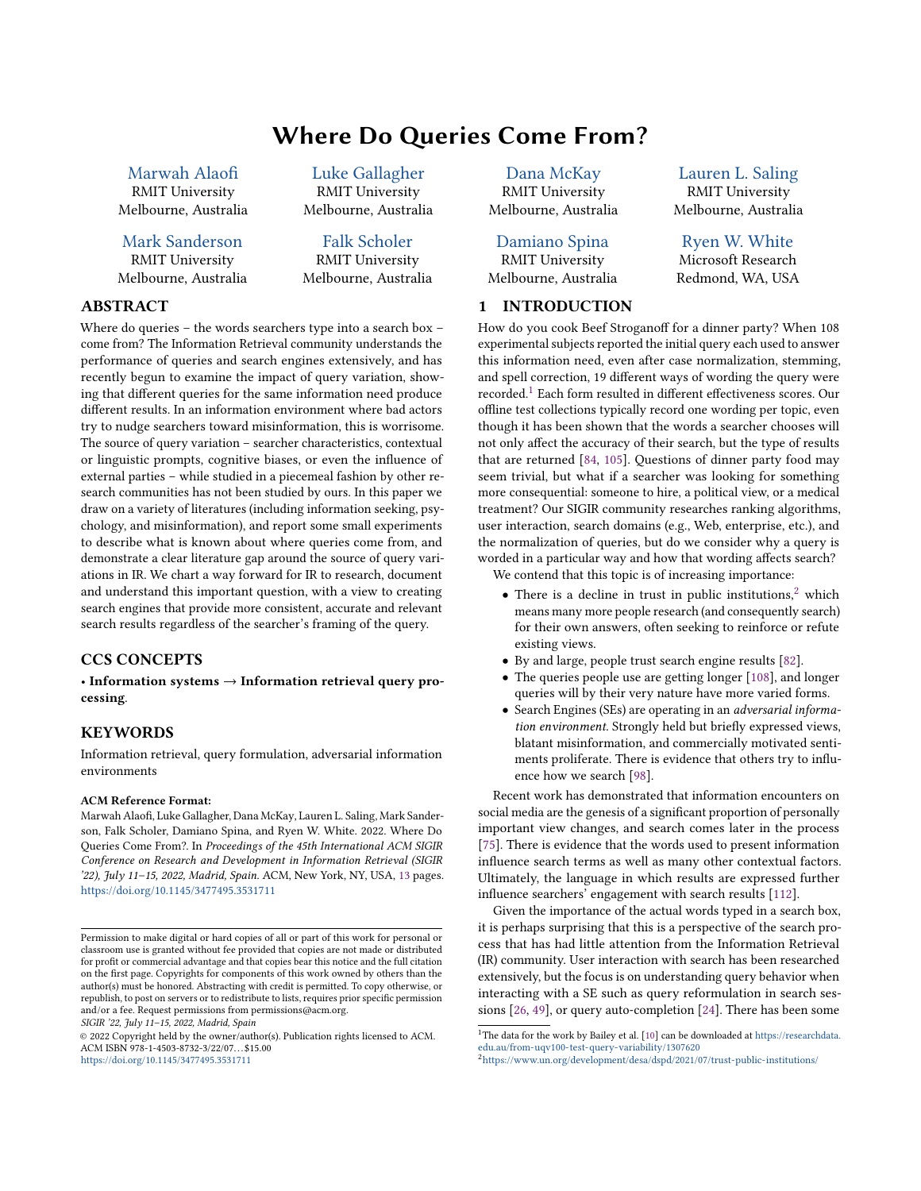# Where Do Queries Come From?

Marwah Alaofi
RMIT University
Melbourne, Australia

Luke Gallagher
RMIT University
Melbourne, Australia

Dana McKay
RMIT University
Melbourne, Australia

Lauren L. Saling
RMIT University
Melbourne, Australia

Mark Sanderson
RMIT University
Melbourne, Australia

Falk Scholer
RMIT University
Melbourne, Australia

Damiano Spina
RMIT University
Melbourne, Australia

Ryen W. White
Microsoft Research
Redmond, WA, USA

## ABSTRACT

Where do queries – the words searchers type into a search box – come from? The Information Retrieval community understands the performance of queries and search engines extensively, and has recently begun to examine the impact of query variation, showing that different queries for the same information need produce different results. In an information environment where bad actors try to nudge searchers toward misinformation, this is worrisome. The source of query variation – searcher characteristics, contextual or linguistic prompts, cognitive biases, or even the influence of external parties – while studied in a piecemeal fashion by other research communities has not been studied by ours. In this paper we draw on a variety of literatures (including information seeking, psychology, and misinformation), and report some small experiments to describe what is known about where queries come from, and demonstrate a clear literature gap around the source of query variations in IR. We chart a way forward for IR to research, document and understand this important question, with a view to creating search engines that provide more consistent, accurate and relevant search results regardless of the searcher's framing of the query.

## CCS CONCEPTS

• **Information systems → Information retrieval query processing**.

## KEYWORDS

Information retrieval, query formulation, adversarial information environments

**ACM Reference Format:**
Marwah Alaofi, Luke Gallagher, Dana McKay, Lauren L. Saling, Mark Sanderson, Falk Scholer, Damiano Spina, and Ryen W. White. 2022. Where Do Queries Come From?. In *Proceedings of the 45th International ACM SIGIR Conference on Research and Development in Information Retrieval (SIGIR '22), July 11–15, 2022, Madrid, Spain.* ACM, New York, NY, USA, 13 pages. https://doi.org/10.1145/3477495.3531711

Permission to make digital or hard copies of all or part of this work for personal or classroom use is granted without fee provided that copies are not made or distributed for profit or commercial advantage and that copies bear this notice and the full citation on the first page. Copyrights for components of this work owned by others than the author(s) must be honored. Abstracting with credit is permitted. To copy otherwise, or republish, to post on servers or to redistribute to lists, requires prior specific permission and/or a fee. Request permissions from permissions@acm.org.
*SIGIR '22, July 11–15, 2022, Madrid, Spain*
© 2022 Copyright held by the owner/author(s). Publication rights licensed to ACM.
ACM ISBN 978-1-4503-8732-3/22/07...$15.00
https://doi.org/10.1145/3477495.3531711

## 1 INTRODUCTION

How do you cook Beef Stroganoff for a dinner party? When 108 experimental subjects reported the initial query each used to answer this information need, even after case normalization, stemming, and spell correction, 19 different ways of wording the query were recorded.[1] Each form resulted in different effectiveness scores. Our offline test collections typically record one wording per topic, even though it has been shown that the words a searcher chooses will not only affect the accuracy of their search, but the type of results that are returned [84, 105]. Questions of dinner party food may seem trivial, but what if a searcher was looking for something more consequential: someone to hire, a political view, or a medical treatment? Our SIGIR community researches ranking algorithms, user interaction, search domains (e.g., Web, enterprise, etc.), and the normalization of queries, but do we consider why a query is worded in a particular way and how that wording affects search?

We contend that this topic is of increasing importance:

- There is a decline in trust in public institutions,[2] which means many more people research (and consequently search) for their own answers, often seeking to reinforce or refute existing views.
- By and large, people trust search engine results [82].
- The queries people use are getting longer [108], and longer queries will by their very nature have more varied forms.
- Search Engines (SEs) are operating in an *adversarial information environment*. Strongly held but briefly expressed views, blatant misinformation, and commercially motivated sentiments proliferate. There is evidence that others try to influence how we search [98].

Recent work has demonstrated that information encounters on social media are the genesis of a significant proportion of personally important view changes, and search comes later in the process [75]. There is evidence that the words used to present information influence search terms as well as many other contextual factors. Ultimately, the language in which results are expressed further influence searchers' engagement with search results [112].

Given the importance of the actual words typed in a search box, it is perhaps surprising that this is a perspective of the search process that has had little attention from the Information Retrieval (IR) community. User interaction with search has been researched extensively, but the focus is on understanding query behavior when interacting with a SE such as query reformulation in search sessions [26, 49], or query auto-completion [24]. There has been some

[1] The data for the work by Bailey et al. [10] can be downloaded at https://researchdata.edu.au/from-uqv100-test-query-variability/1307620
[2] https://www.un.org/development/desa/dspd/2021/07/trust-public-institutions/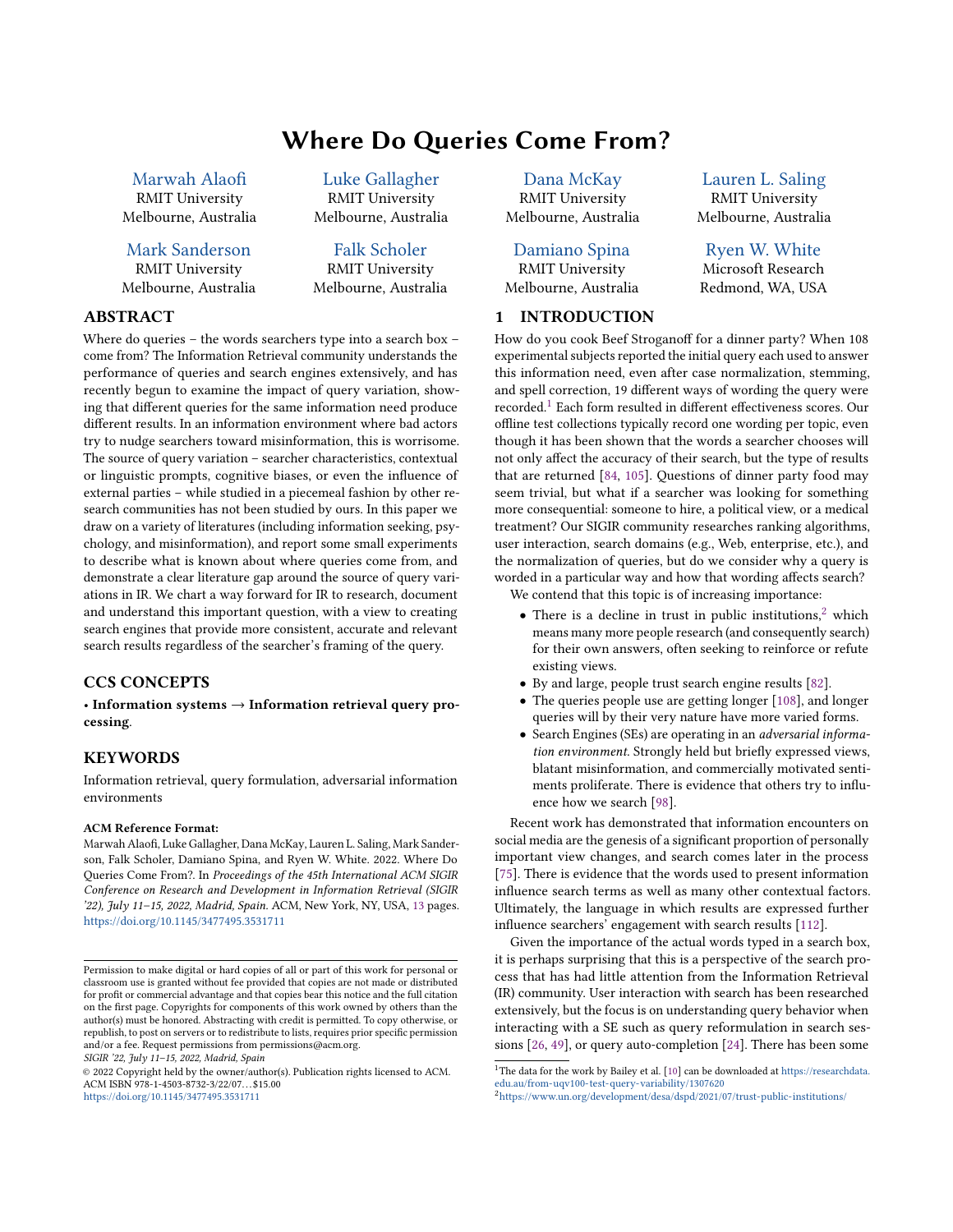# Where Do Queries Come From?

Marwah Alaofi
RMIT University
Melbourne, Australia

Luke Gallagher
RMIT University
Melbourne, Australia

Dana McKay
RMIT University
Melbourne, Australia

Lauren L. Saling
RMIT University
Melbourne, Australia

Mark Sanderson
RMIT University
Melbourne, Australia

Falk Scholer
RMIT University
Melbourne, Australia

Damiano Spina
RMIT University
Melbourne, Australia

Ryen W. White
Microsoft Research
Redmond, WA, USA

## ABSTRACT

Where do queries – the words searchers type into a search box – come from? The Information Retrieval community understands the performance of queries and search engines extensively, and has recently begun to examine the impact of query variation, showing that different queries for the same information need produce different results. In an information environment where bad actors try to nudge searchers toward misinformation, this is worrisome. The source of query variation – searcher characteristics, contextual or linguistic prompts, cognitive biases, or even the influence of external parties – while studied in a piecemeal fashion by other research communities has not been studied by ours. In this paper we draw on a variety of literatures (including information seeking, psychology, and misinformation), and report some small experiments to describe what is known about where queries come from, and demonstrate a clear literature gap around the source of query variations in IR. We chart a way forward for IR to research, document and understand this important question, with a view to creating search engines that provide more consistent, accurate and relevant search results regardless of the searcher's framing of the query.

## CCS CONCEPTS

• **Information systems → Information retrieval query processing**.

## KEYWORDS

Information retrieval, query formulation, adversarial information environments

**ACM Reference Format:**
Marwah Alaofi, Luke Gallagher, Dana McKay, Lauren L. Saling, Mark Sanderson, Falk Scholer, Damiano Spina, and Ryen W. White. 2022. Where Do Queries Come From?. In *Proceedings of the 45th International ACM SIGIR Conference on Research and Development in Information Retrieval (SIGIR '22), July 11–15, 2022, Madrid, Spain.* ACM, New York, NY, USA, 13 pages. https://doi.org/10.1145/3477495.3531711

Permission to make digital or hard copies of all or part of this work for personal or classroom use is granted without fee provided that copies are not made or distributed for profit or commercial advantage and that copies bear this notice and the full citation on the first page. Copyrights for components of this work owned by others than the author(s) must be honored. Abstracting with credit is permitted. To copy otherwise, or republish, to post on servers or to redistribute to lists, requires prior specific permission and/or a fee. Request permissions from permissions@acm.org.
*SIGIR '22, July 11–15, 2022, Madrid, Spain*
© 2022 Copyright held by the owner/author(s). Publication rights licensed to ACM.
ACM ISBN 978-1-4503-8732-3/22/07…$15.00
https://doi.org/10.1145/3477495.3531711

## 1 INTRODUCTION

How do you cook Beef Stroganoff for a dinner party? When 108 experimental subjects reported the initial query each used to answer this information need, even after case normalization, stemming, and spell correction, 19 different ways of wording the query were recorded.[1] Each form resulted in different effectiveness scores. Our offline test collections typically record one wording per topic, even though it has been shown that the words a searcher chooses will not only affect the accuracy of their search, but the type of results that are returned [84, 105]. Questions of dinner party food may seem trivial, but what if a searcher was looking for something more consequential: someone to hire, a political view, or a medical treatment? Our SIGIR community researches ranking algorithms, user interaction, search domains (e.g., Web, enterprise, etc.), and the normalization of queries, but do we consider why a query is worded in a particular way and how that wording affects search?

We contend that this topic is of increasing importance:

- There is a decline in trust in public institutions,[2] which means many more people research (and consequently search) for their own answers, often seeking to reinforce or refute existing views.
- By and large, people trust search engine results [82].
- The queries people use are getting longer [108], and longer queries will by their very nature have more varied forms.
- Search Engines (SEs) are operating in an *adversarial information environment*. Strongly held but briefly expressed views, blatant misinformation, and commercially motivated sentiments proliferate. There is evidence that others try to influence how we search [98].

Recent work has demonstrated that information encounters on social media are the genesis of a significant proportion of personally important view changes, and search comes later in the process [75]. There is evidence that the words used to present information influence search terms as well as many other contextual factors. Ultimately, the language in which results are expressed further influence searchers' engagement with search results [112].

Given the importance of the actual words typed in a search box, it is perhaps surprising that this is a perspective of the search process that has had little attention from the Information Retrieval (IR) community. User interaction with search has been researched extensively, but the focus is on understanding query behavior when interacting with a SE such as query reformulation in search sessions [26, 49], or query auto-completion [24]. There has been some

[1]The data for the work by Bailey et al. [10] can be downloaded at https://researchdata.edu.au/from-uqv100-test-query-variability/1307620

[2]https://www.un.org/development/desa/dspd/2021/07/trust-public-institutions/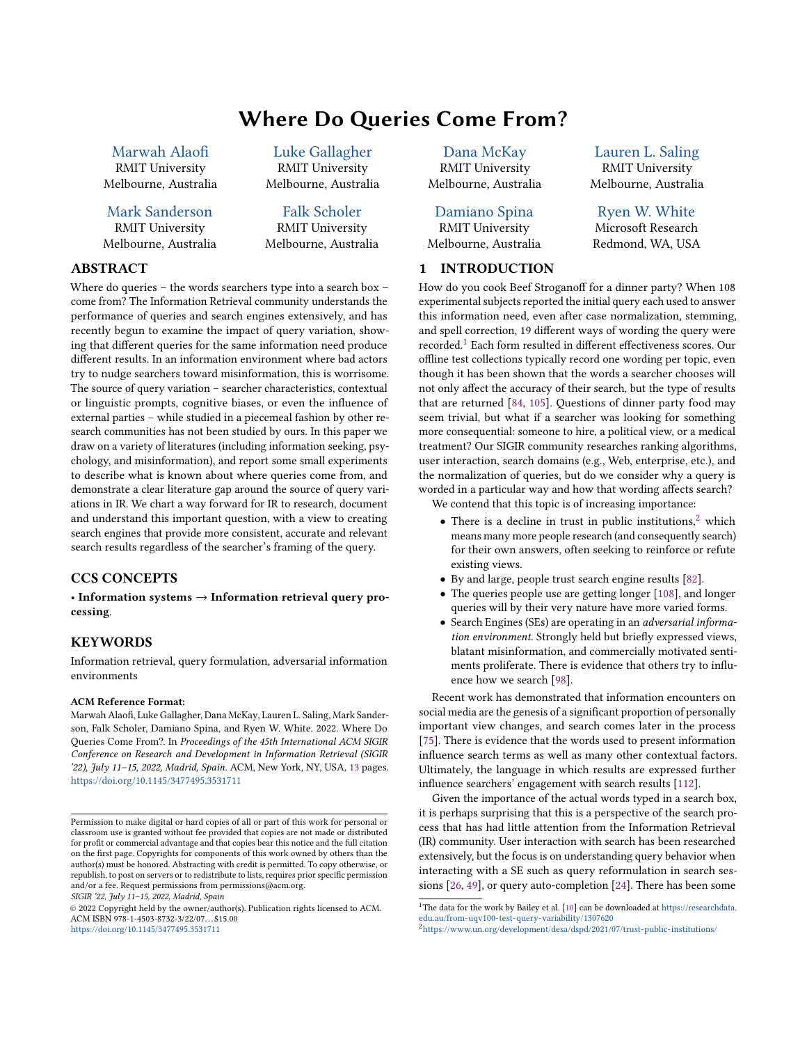# Where Do Queries Come From?

Marwah Alaofi
RMIT University
Melbourne, Australia

Luke Gallagher
RMIT University
Melbourne, Australia

Dana McKay
RMIT University
Melbourne, Australia

Lauren L. Saling
RMIT University
Melbourne, Australia

Mark Sanderson
RMIT University
Melbourne, Australia

Falk Scholer
RMIT University
Melbourne, Australia

Damiano Spina
RMIT University
Melbourne, Australia

Ryen W. White
Microsoft Research
Redmond, WA, USA

## ABSTRACT

Where do queries – the words searchers type into a search box – come from? The Information Retrieval community understands the performance of queries and search engines extensively, and has recently begun to examine the impact of query variation, showing that different queries for the same information need produce different results. In an information environment where bad actors try to nudge searchers toward misinformation, this is worrisome. The source of query variation – searcher characteristics, contextual or linguistic prompts, cognitive biases, or even the influence of external parties – while studied in a piecemeal fashion by other research communities has not been studied by ours. In this paper we draw on a variety of literatures (including information seeking, psychology, and misinformation), and report some small experiments to describe what is known about where queries come from, and demonstrate a clear literature gap around the source of query variations in IR. We chart a way forward for IR to research, document and understand this important question, with a view to creating search engines that provide more consistent, accurate and relevant search results regardless of the searcher's framing of the query.

## CCS CONCEPTS

• **Information systems** → **Information retrieval query processing**.

## KEYWORDS

Information retrieval, query formulation, adversarial information environments

**ACM Reference Format:**
Marwah Alaofi, Luke Gallagher, Dana McKay, Lauren L. Saling, Mark Sanderson, Falk Scholer, Damiano Spina, and Ryen W. White. 2022. Where Do Queries Come From?. In *Proceedings of the 45th International ACM SIGIR Conference on Research and Development in Information Retrieval (SIGIR '22), July 11–15, 2022, Madrid, Spain.* ACM, New York, NY, USA, 13 pages. https://doi.org/10.1145/3477495.3531711

Permission to make digital or hard copies of all or part of this work for personal or classroom use is granted without fee provided that copies are not made or distributed for profit or commercial advantage and that copies bear this notice and the full citation on the first page. Copyrights for components of this work owned by others than the author(s) must be honored. Abstracting with credit is permitted. To copy otherwise, or republish, to post on servers or to redistribute to lists, requires prior specific permission and/or a fee. Request permissions from permissions@acm.org.
*SIGIR '22, July 11–15, 2022, Madrid, Spain*
© 2022 Copyright held by the owner/author(s). Publication rights licensed to ACM.
ACM ISBN 978-1-4503-8732-3/22/07...$15.00
https://doi.org/10.1145/3477495.3531711

## 1 INTRODUCTION

How do you cook Beef Stroganoff for a dinner party? When 108 experimental subjects reported the initial query each used to answer this information need, even after case normalization, stemming, and spell correction, 19 different ways of wording the query were recorded.[1] Each form resulted in different effectiveness scores. Our offline test collections typically record one wording per topic, even though it has been shown that the words a searcher chooses will not only affect the accuracy of their search, but the type of results that are returned [84, 105]. Questions of dinner party food may seem trivial, but what if a searcher was looking for something more consequential: someone to hire, a political view, or a medical treatment? Our SIGIR community researches ranking algorithms, user interaction, search domains (e.g., Web, enterprise, etc.), and the normalization of queries, but do we consider why a query is worded in a particular way and how that wording affects search?

We contend that this topic is of increasing importance:

- There is a decline in trust in public institutions,[2] which means many more people research (and consequently search) for their own answers, often seeking to reinforce or refute existing views.
- By and large, people trust search engine results [82].
- The queries people use are getting longer [108], and longer queries will by their very nature have more varied forms.
- Search Engines (SEs) are operating in an *adversarial information environment*. Strongly held but briefly expressed views, blatant misinformation, and commercially motivated sentiments proliferate. There is evidence that others try to influence how we search [98].

Recent work has demonstrated that information encounters on social media are the genesis of a significant proportion of personally important view changes, and search comes later in the process [75]. There is evidence that the words used to present information influence search terms as well as many other contextual factors. Ultimately, the language in which results are expressed further influence searchers' engagement with search results [112].

Given the importance of the actual words typed in a search box, it is perhaps surprising that this is a perspective of the search process that has had little attention from the Information Retrieval (IR) community. User interaction with search has been researched extensively, but the focus is on understanding query behavior when interacting with a SE such as query reformulation in search sessions [26, 49], or query auto-completion [24]. There has been some

[1] The data for the work by Bailey et al. [10] can be downloaded at https://researchdata.edu.au/from-uqv100-test-query-variability/1307620
[2] https://www.un.org/development/desa/dspd/2021/07/trust-public-institutions/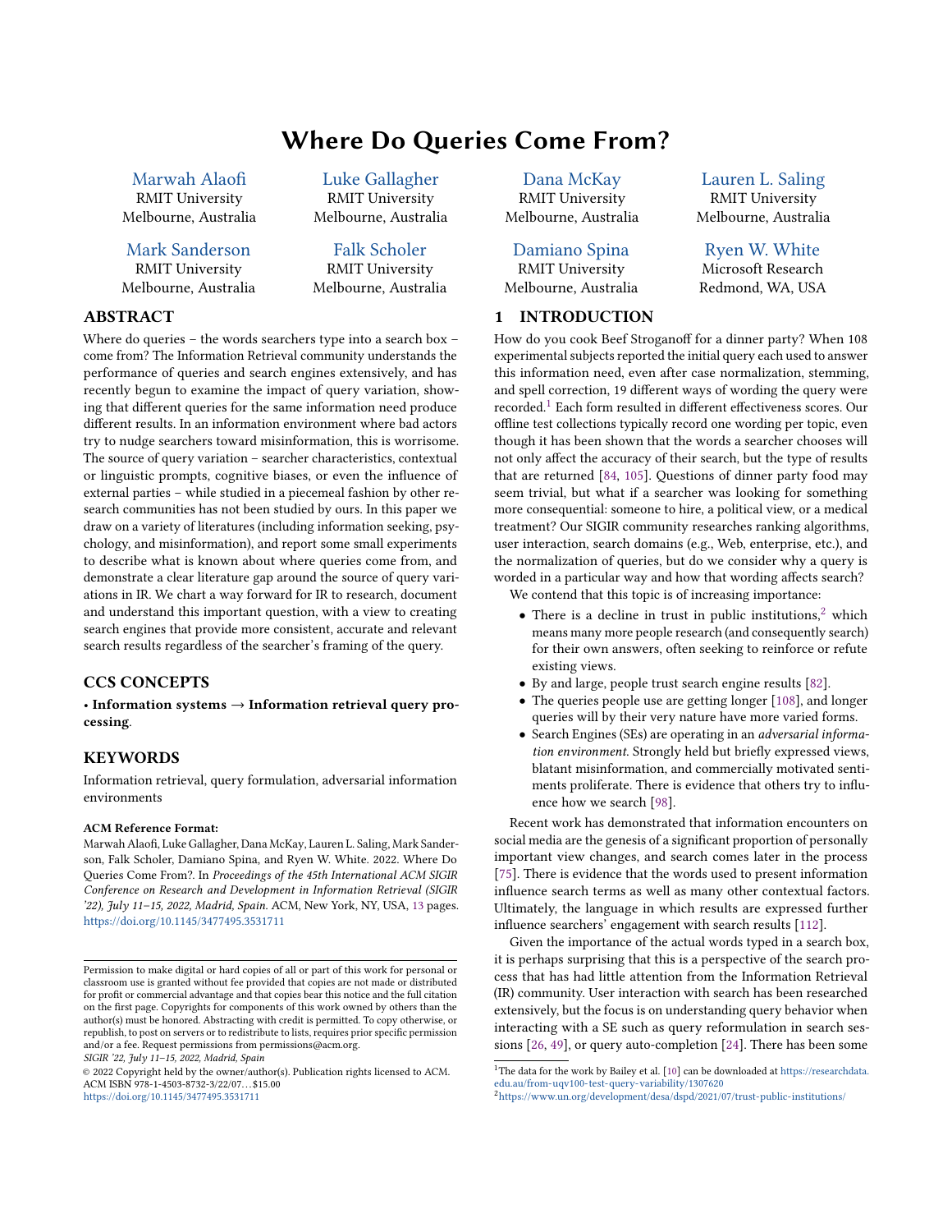# Where Do Queries Come From?

Marwah Alaofi
RMIT University
Melbourne, Australia

Luke Gallagher
RMIT University
Melbourne, Australia

Dana McKay
RMIT University
Melbourne, Australia

Lauren L. Saling
RMIT University
Melbourne, Australia

Mark Sanderson
RMIT University
Melbourne, Australia

Falk Scholer
RMIT University
Melbourne, Australia

Damiano Spina
RMIT University
Melbourne, Australia

Ryen W. White
Microsoft Research
Redmond, WA, USA

## ABSTRACT

Where do queries – the words searchers type into a search box – come from? The Information Retrieval community understands the performance of queries and search engines extensively, and has recently begun to examine the impact of query variation, showing that different queries for the same information need produce different results. In an information environment where bad actors try to nudge searchers toward misinformation, this is worrisome. The source of query variation – searcher characteristics, contextual or linguistic prompts, cognitive biases, or even the influence of external parties – while studied in a piecemeal fashion by other research communities has not been studied by ours. In this paper we draw on a variety of literatures (including information seeking, psychology, and misinformation), and report some small experiments to describe what is known about where queries come from, and demonstrate a clear literature gap around the source of query variations in IR. We chart a way forward for IR to research, document and understand this important question, with a view to creating search engines that provide more consistent, accurate and relevant search results regardless of the searcher's framing of the query.

## CCS CONCEPTS

• **Information systems → Information retrieval query processing**.

## KEYWORDS

Information retrieval, query formulation, adversarial information environments

**ACM Reference Format:**
Marwah Alaofi, Luke Gallagher, Dana McKay, Lauren L. Saling, Mark Sanderson, Falk Scholer, Damiano Spina, and Ryen W. White. 2022. Where Do Queries Come From?. In *Proceedings of the 45th International ACM SIGIR Conference on Research and Development in Information Retrieval (SIGIR '22), July 11–15, 2022, Madrid, Spain.* ACM, New York, NY, USA, 13 pages. https://doi.org/10.1145/3477495.3531711

Permission to make digital or hard copies of all or part of this work for personal or classroom use is granted without fee provided that copies are not made or distributed for profit or commercial advantage and that copies bear this notice and the full citation on the first page. Copyrights for components of this work owned by others than the author(s) must be honored. Abstracting with credit is permitted. To copy otherwise, or republish, to post on servers or to redistribute to lists, requires prior specific permission and/or a fee. Request permissions from permissions@acm.org.
*SIGIR '22, July 11–15, 2022, Madrid, Spain*
© 2022 Copyright held by the owner/author(s). Publication rights licensed to ACM.
ACM ISBN 978-1-4503-8732-3/22/07…$15.00
https://doi.org/10.1145/3477495.3531711

## 1 INTRODUCTION

How do you cook Beef Stroganoff for a dinner party? When 108 experimental subjects reported the initial query each used to answer this information need, even after case normalization, stemming, and spell correction, 19 different ways of wording the query were recorded.[1] Each form resulted in different effectiveness scores. Our offline test collections typically record one wording per topic, even though it has been shown that the words a searcher chooses will not only affect the accuracy of their search, but the type of results that are returned [84, 105]. Questions of dinner party food may seem trivial, but what if a searcher was looking for something more consequential: someone to hire, a political view, or a medical treatment? Our SIGIR community researches ranking algorithms, user interaction, search domains (e.g., Web, enterprise, etc.), and the normalization of queries, but do we consider why a query is worded in a particular way and how that wording affects search?

We contend that this topic is of increasing importance:

- There is a decline in trust in public institutions,[2] which means many more people research (and consequently search) for their own answers, often seeking to reinforce or refute existing views.
- By and large, people trust search engine results [82].
- The queries people use are getting longer [108], and longer queries will by their very nature have more varied forms.
- Search Engines (SEs) are operating in an *adversarial information environment*. Strongly held but briefly expressed views, blatant misinformation, and commercially motivated sentiments proliferate. There is evidence that others try to influence how we search [98].

Recent work has demonstrated that information encounters on social media are the genesis of a significant proportion of personally important view changes, and search comes later in the process [75]. There is evidence that the words used to present information influence search terms as well as many other contextual factors. Ultimately, the language in which results are expressed further influence searchers' engagement with search results [112].

Given the importance of the actual words typed in a search box, it is perhaps surprising that this is a perspective of the search process that has had little attention from the Information Retrieval (IR) community. User interaction with search has been researched extensively, but the focus is on understanding query behavior when interacting with a SE such as query reformulation in search sessions [26, 49], or query auto-completion [24]. There has been some

[1] The data for the work by Bailey et al. [10] can be downloaded at https://researchdata.edu.au/from-uqv100-test-query-variability/1307620

[2] https://www.un.org/development/desa/dspd/2021/07/trust-public-institutions/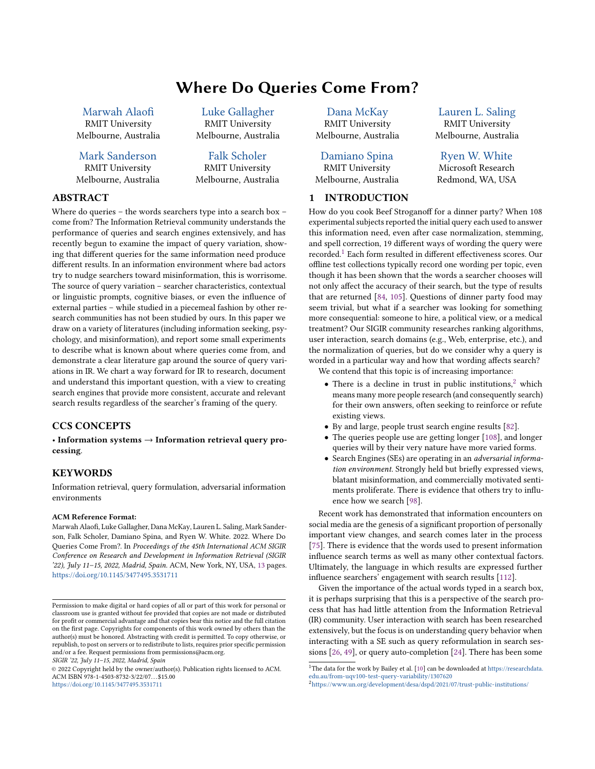# Where Do Queries Come From?

Marwah Alaofi
RMIT University
Melbourne, Australia

Luke Gallagher
RMIT University
Melbourne, Australia

Dana McKay
RMIT University
Melbourne, Australia

Lauren L. Saling
RMIT University
Melbourne, Australia

Mark Sanderson
RMIT University
Melbourne, Australia

Falk Scholer
RMIT University
Melbourne, Australia

Damiano Spina
RMIT University
Melbourne, Australia

Ryen W. White
Microsoft Research
Redmond, WA, USA

## ABSTRACT

Where do queries – the words searchers type into a search box – come from? The Information Retrieval community understands the performance of queries and search engines extensively, and has recently begun to examine the impact of query variation, showing that different queries for the same information need produce different results. In an information environment where bad actors try to nudge searchers toward misinformation, this is worrisome. The source of query variation – searcher characteristics, contextual or linguistic prompts, cognitive biases, or even the influence of external parties – while studied in a piecemeal fashion by other research communities has not been studied by ours. In this paper we draw on a variety of literatures (including information seeking, psychology, and misinformation), and report some small experiments to describe what is known about where queries come from, and demonstrate a clear literature gap around the source of query variations in IR. We chart a way forward for IR to research, document and understand this important question, with a view to creating search engines that provide more consistent, accurate and relevant search results regardless of the searcher's framing of the query.

## CCS CONCEPTS

• **Information systems → Information retrieval query processing**.

## KEYWORDS

Information retrieval, query formulation, adversarial information environments

**ACM Reference Format:**
Marwah Alaofi, Luke Gallagher, Dana McKay, Lauren L. Saling, Mark Sanderson, Falk Scholer, Damiano Spina, and Ryen W. White. 2022. Where Do Queries Come From?. In *Proceedings of the 45th International ACM SIGIR Conference on Research and Development in Information Retrieval (SIGIR '22), July 11–15, 2022, Madrid, Spain.* ACM, New York, NY, USA, 13 pages. https://doi.org/10.1145/3477495.3531711

Permission to make digital or hard copies of all or part of this work for personal or classroom use is granted without fee provided that copies are not made or distributed for profit or commercial advantage and that copies bear this notice and the full citation on the first page. Copyrights for components of this work owned by others than the author(s) must be honored. Abstracting with credit is permitted. To copy otherwise, or republish, to post on servers or to redistribute to lists, requires prior specific permission and/or a fee. Request permissions from permissions@acm.org.
*SIGIR '22, July 11–15, 2022, Madrid, Spain*
© 2022 Copyright held by the owner/author(s). Publication rights licensed to ACM.
ACM ISBN 978-1-4503-8732-3/22/07...$15.00
https://doi.org/10.1145/3477495.3531711

## 1 INTRODUCTION

How do you cook Beef Stroganoff for a dinner party? When 108 experimental subjects reported the initial query each used to answer this information need, even after case normalization, stemming, and spell correction, 19 different ways of wording the query were recorded.[1] Each form resulted in different effectiveness scores. Our offline test collections typically record one wording per topic, even though it has been shown that the words a searcher chooses will not only affect the accuracy of their search, but the type of results that are returned [84, 105]. Questions of dinner party food may seem trivial, but what if a searcher was looking for something more consequential: someone to hire, a political view, or a medical treatment? Our SIGIR community researches ranking algorithms, user interaction, search domains (e.g., Web, enterprise, etc.), and the normalization of queries, but do we consider why a query is worded in a particular way and how that wording affects search?

We contend that this topic is of increasing importance:

- There is a decline in trust in public institutions,[2] which means many more people research (and consequently search) for their own answers, often seeking to reinforce or refute existing views.
- By and large, people trust search engine results [82].
- The queries people use are getting longer [108], and longer queries will by their very nature have more varied forms.
- Search Engines (SEs) are operating in an *adversarial information environment*. Strongly held but briefly expressed views, blatant misinformation, and commercially motivated sentiments proliferate. There is evidence that others try to influence how we search [98].

Recent work has demonstrated that information encounters on social media are the genesis of a significant proportion of personally important view changes, and search comes later in the process [75]. There is evidence that the words used to present information influence search terms as well as many other contextual factors. Ultimately, the language in which results are expressed further influence searchers' engagement with search results [112].

Given the importance of the actual words typed in a search box, it is perhaps surprising that this is a perspective of the search process that has had little attention from the Information Retrieval (IR) community. User interaction with search has been researched extensively, but the focus is on understanding query behavior when interacting with a SE such as query reformulation in search sessions [26, 49], or query auto-completion [24]. There has been some

[1] The data for the work by Bailey et al. [10] can be downloaded at https://researchdata.edu.au/from-uqv100-test-query-variability/1307620

[2] https://www.un.org/development/desa/dspd/2021/07/trust-public-institutions/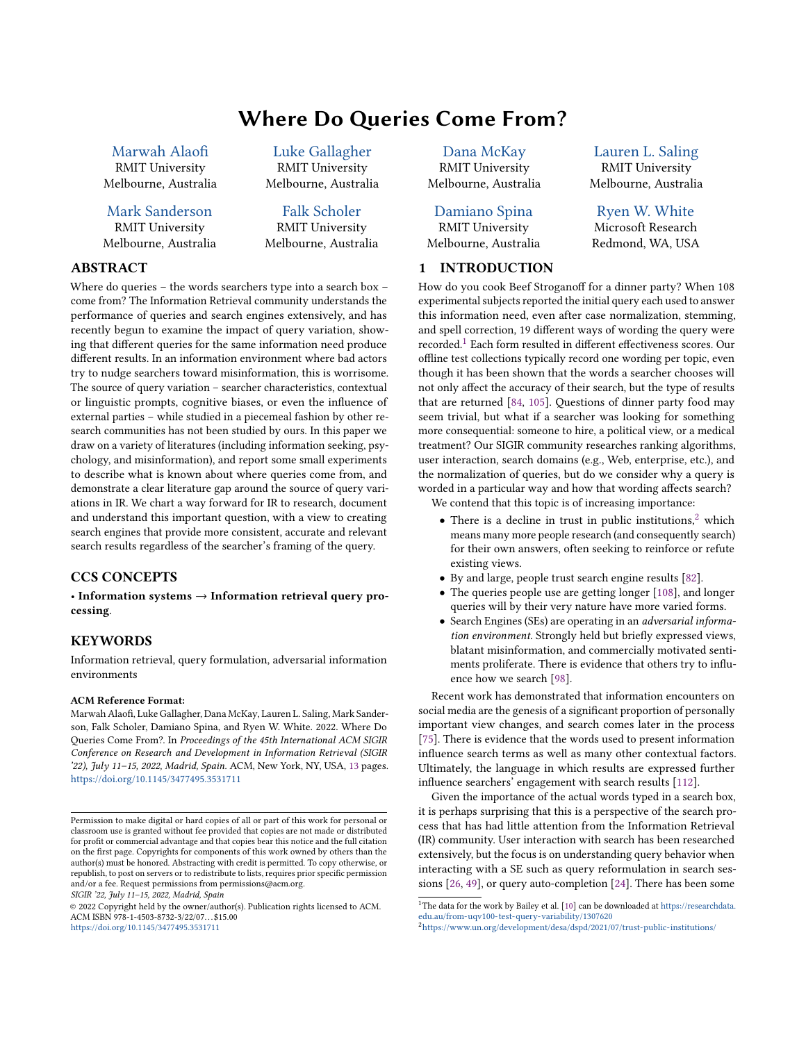# Where Do Queries Come From?

Marwah Alaofi
RMIT University
Melbourne, Australia

Luke Gallagher
RMIT University
Melbourne, Australia

Dana McKay
RMIT University
Melbourne, Australia

Lauren L. Saling
RMIT University
Melbourne, Australia

Mark Sanderson
RMIT University
Melbourne, Australia

Falk Scholer
RMIT University
Melbourne, Australia

Damiano Spina
RMIT University
Melbourne, Australia

Ryen W. White
Microsoft Research
Redmond, WA, USA

## ABSTRACT

Where do queries – the words searchers type into a search box – come from? The Information Retrieval community understands the performance of queries and search engines extensively, and has recently begun to examine the impact of query variation, showing that different queries for the same information need produce different results. In an information environment where bad actors try to nudge searchers toward misinformation, this is worrisome. The source of query variation – searcher characteristics, contextual or linguistic prompts, cognitive biases, or even the influence of external parties – while studied in a piecemeal fashion by other research communities has not been studied by ours. In this paper we draw on a variety of literatures (including information seeking, psychology, and misinformation), and report some small experiments to describe what is known about where queries come from, and demonstrate a clear literature gap around the source of query variations in IR. We chart a way forward for IR to research, document and understand this important question, with a view to creating search engines that provide more consistent, accurate and relevant search results regardless of the searcher's framing of the query.

## CCS CONCEPTS

• **Information systems** → **Information retrieval query processing**.

## KEYWORDS

Information retrieval, query formulation, adversarial information environments

**ACM Reference Format:**
Marwah Alaofi, Luke Gallagher, Dana McKay, Lauren L. Saling, Mark Sanderson, Falk Scholer, Damiano Spina, and Ryen W. White. 2022. Where Do Queries Come From?. In *Proceedings of the 45th International ACM SIGIR Conference on Research and Development in Information Retrieval (SIGIR '22), July 11–15, 2022, Madrid, Spain.* ACM, New York, NY, USA, 13 pages. https://doi.org/10.1145/3477495.3531711

Permission to make digital or hard copies of all or part of this work for personal or classroom use is granted without fee provided that copies are not made or distributed for profit or commercial advantage and that copies bear this notice and the full citation on the first page. Copyrights for components of this work owned by others than the author(s) must be honored. Abstracting with credit is permitted. To copy otherwise, or republish, to post on servers or to redistribute to lists, requires prior specific permission and/or a fee. Request permissions from permissions@acm.org.
*SIGIR '22, July 11–15, 2022, Madrid, Spain*
© 2022 Copyright held by the owner/author(s). Publication rights licensed to ACM.
ACM ISBN 978-1-4503-8732-3/22/07...$15.00
https://doi.org/10.1145/3477495.3531711

## 1 INTRODUCTION

How do you cook Beef Stroganoff for a dinner party? When 108 experimental subjects reported the initial query each used to answer this information need, even after case normalization, stemming, and spell correction, 19 different ways of wording the query were recorded.[1] Each form resulted in different effectiveness scores. Our offline test collections typically record one wording per topic, even though it has been shown that the words a searcher chooses will not only affect the accuracy of their search, but the type of results that are returned [84, 105]. Questions of dinner party food may seem trivial, but what if a searcher was looking for something more consequential: someone to hire, a political view, or a medical treatment? Our SIGIR community researches ranking algorithms, user interaction, search domains (e.g., Web, enterprise, etc.), and the normalization of queries, but do we consider why a query is worded in a particular way and how that wording affects search?

We contend that this topic is of increasing importance:

- There is a decline in trust in public institutions,[2] which means many more people research (and consequently search) for their own answers, often seeking to reinforce or refute existing views.
- By and large, people trust search engine results [82].
- The queries people use are getting longer [108], and longer queries will by their very nature have more varied forms.
- Search Engines (SEs) are operating in an *adversarial information environment*. Strongly held but briefly expressed views, blatant misinformation, and commercially motivated sentiments proliferate. There is evidence that others try to influence how we search [98].

Recent work has demonstrated that information encounters on social media are the genesis of a significant proportion of personally important view changes, and search comes later in the process [75]. There is evidence that the words used to present information influence search terms as well as many other contextual factors. Ultimately, the language in which results are expressed further influence searchers' engagement with search results [112].

Given the importance of the actual words typed in a search box, it is perhaps surprising that this is a perspective of the search process that has had little attention from the Information Retrieval (IR) community. User interaction with search has been researched extensively, but the focus is on understanding query behavior when interacting with a SE such as query reformulation in search sessions [26, 49], or query auto-completion [24]. There has been some

[1] The data for the work by Bailey et al. [10] can be downloaded at https://researchdata.edu.au/from-uqv100-test-query-variability/1307620
[2] https://www.un.org/development/desa/dspd/2021/07/trust-public-institutions/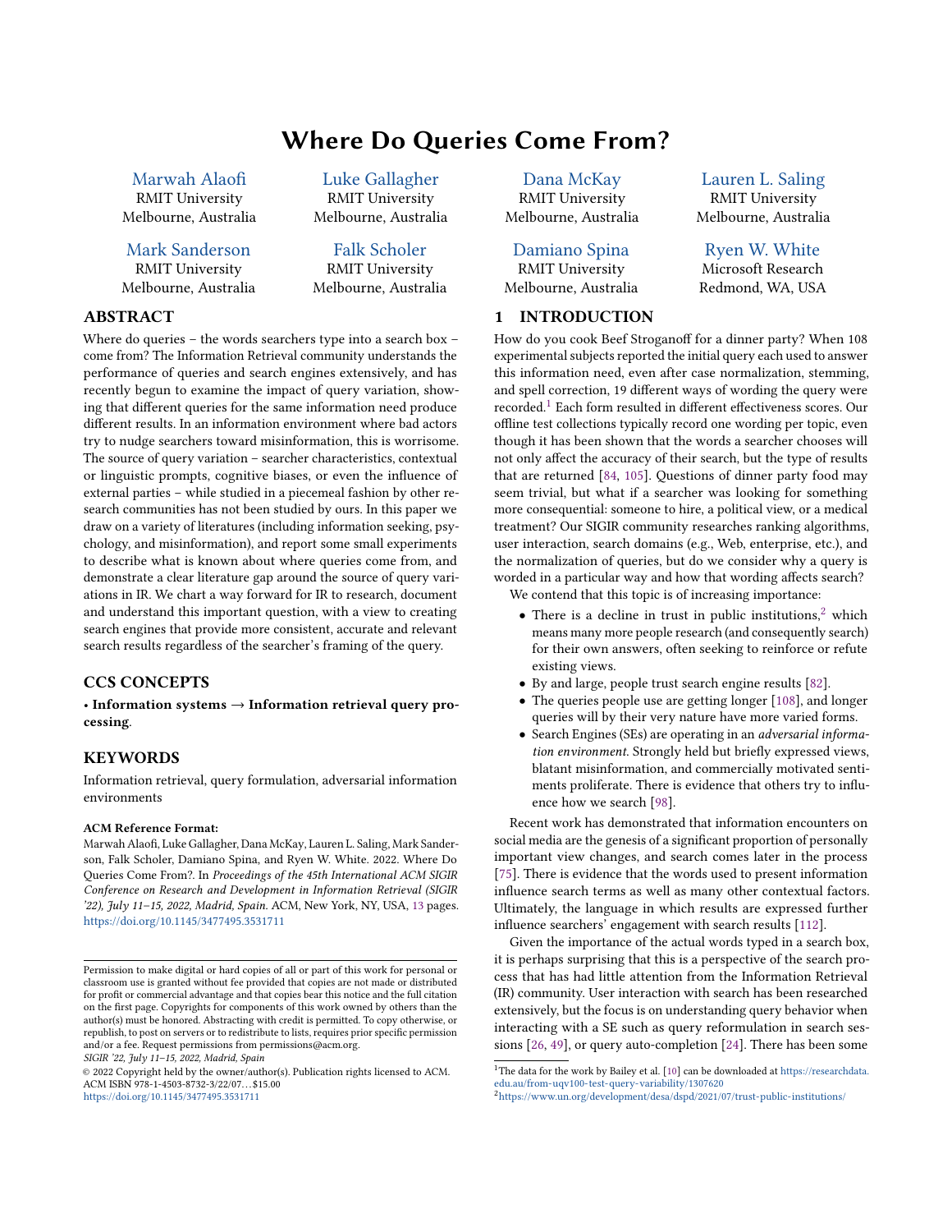# Where Do Queries Come From?

Marwah Alaofi
RMIT University
Melbourne, Australia

Luke Gallagher
RMIT University
Melbourne, Australia

Dana McKay
RMIT University
Melbourne, Australia

Lauren L. Saling
RMIT University
Melbourne, Australia

Mark Sanderson
RMIT University
Melbourne, Australia

Falk Scholer
RMIT University
Melbourne, Australia

Damiano Spina
RMIT University
Melbourne, Australia

Ryen W. White
Microsoft Research
Redmond, WA, USA

## ABSTRACT

Where do queries – the words searchers type into a search box – come from? The Information Retrieval community understands the performance of queries and search engines extensively, and has recently begun to examine the impact of query variation, showing that different queries for the same information need produce different results. In an information environment where bad actors try to nudge searchers toward misinformation, this is worrisome. The source of query variation – searcher characteristics, contextual or linguistic prompts, cognitive biases, or even the influence of external parties – while studied in a piecemeal fashion by other research communities has not been studied by ours. In this paper we draw on a variety of literatures (including information seeking, psychology, and misinformation), and report some small experiments to describe what is known about where queries come from, and demonstrate a clear literature gap around the source of query variations in IR. We chart a way forward for IR to research, document and understand this important question, with a view to creating search engines that provide more consistent, accurate and relevant search results regardless of the searcher's framing of the query.

## CCS CONCEPTS

• **Information systems** → **Information retrieval query processing**.

## KEYWORDS

Information retrieval, query formulation, adversarial information environments

**ACM Reference Format:**
Marwah Alaofi, Luke Gallagher, Dana McKay, Lauren L. Saling, Mark Sanderson, Falk Scholer, Damiano Spina, and Ryen W. White. 2022. Where Do Queries Come From?. In *Proceedings of the 45th International ACM SIGIR Conference on Research and Development in Information Retrieval (SIGIR '22), July 11–15, 2022, Madrid, Spain.* ACM, New York, NY, USA, 13 pages. https://doi.org/10.1145/3477495.3531711

Permission to make digital or hard copies of all or part of this work for personal or classroom use is granted without fee provided that copies are not made or distributed for profit or commercial advantage and that copies bear this notice and the full citation on the first page. Copyrights for components of this work owned by others than the author(s) must be honored. Abstracting with credit is permitted. To copy otherwise, or republish, to post on servers or to redistribute to lists, requires prior specific permission and/or a fee. Request permissions from permissions@acm.org.
*SIGIR '22, July 11–15, 2022, Madrid, Spain*
© 2022 Copyright held by the owner/author(s). Publication rights licensed to ACM.
ACM ISBN 978-1-4503-8732-3/22/07...$15.00
https://doi.org/10.1145/3477495.3531711

## 1 INTRODUCTION

How do you cook Beef Stroganoff for a dinner party? When 108 experimental subjects reported the initial query each used to answer this information need, even after case normalization, stemming, and spell correction, 19 different ways of wording the query were recorded.[1] Each form resulted in different effectiveness scores. Our offline test collections typically record one wording per topic, even though it has been shown that the words a searcher chooses will not only affect the accuracy of their search, but the type of results that are returned [84, 105]. Questions of dinner party food may seem trivial, but what if a searcher was looking for something more consequential: someone to hire, a political view, or a medical treatment? Our SIGIR community researches ranking algorithms, user interaction, search domains (e.g., Web, enterprise, etc.), and the normalization of queries, but do we consider why a query is worded in a particular way and how that wording affects search?

We contend that this topic is of increasing importance:

- There is a decline in trust in public institutions,[2] which means many more people research (and consequently search) for their own answers, often seeking to reinforce or refute existing views.
- By and large, people trust search engine results [82].
- The queries people use are getting longer [108], and longer queries will by their very nature have more varied forms.
- Search Engines (SEs) are operating in an *adversarial information environment*. Strongly held but briefly expressed views, blatant misinformation, and commercially motivated sentiments proliferate. There is evidence that others try to influence how we search [98].

Recent work has demonstrated that information encounters on social media are the genesis of a significant proportion of personally important view changes, and search comes later in the process [75]. There is evidence that the words used to present information influence search terms as well as many other contextual factors. Ultimately, the language in which results are expressed further influence searchers' engagement with search results [112].

Given the importance of the actual words typed in a search box, it is perhaps surprising that this is a perspective of the search process that has had little attention from the Information Retrieval (IR) community. User interaction with search has been researched extensively, but the focus is on understanding query behavior when interacting with a SE such as query reformulation in search sessions [26, 49], or query auto-completion [24]. There has been some

[1] The data for the work by Bailey et al. [10] can be downloaded at https://researchdata.edu.au/from-uqv100-test-query-variability/1307620
[2] https://www.un.org/development/desa/dspd/2021/07/trust-public-institutions/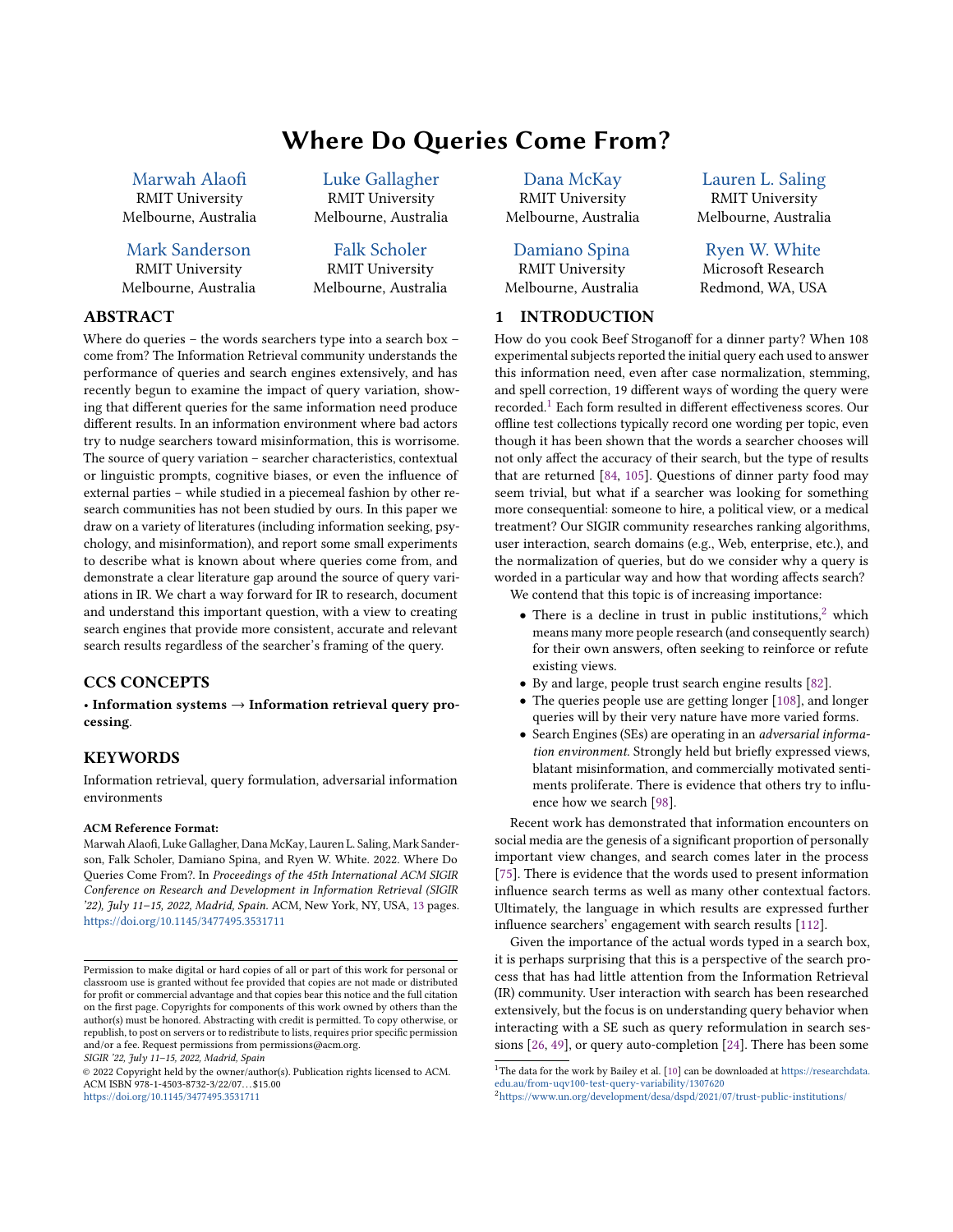# Where Do Queries Come From?

Marwah Alaofi
RMIT University
Melbourne, Australia

Luke Gallagher
RMIT University
Melbourne, Australia

Dana McKay
RMIT University
Melbourne, Australia

Lauren L. Saling
RMIT University
Melbourne, Australia

Mark Sanderson
RMIT University
Melbourne, Australia

Falk Scholer
RMIT University
Melbourne, Australia

Damiano Spina
RMIT University
Melbourne, Australia

Ryen W. White
Microsoft Research
Redmond, WA, USA

## ABSTRACT

Where do queries – the words searchers type into a search box – come from? The Information Retrieval community understands the performance of queries and search engines extensively, and has recently begun to examine the impact of query variation, showing that different queries for the same information need produce different results. In an information environment where bad actors try to nudge searchers toward misinformation, this is worrisome. The source of query variation – searcher characteristics, contextual or linguistic prompts, cognitive biases, or even the influence of external parties – while studied in a piecemeal fashion by other research communities has not been studied by ours. In this paper we draw on a variety of literatures (including information seeking, psychology, and misinformation), and report some small experiments to describe what is known about where queries come from, and demonstrate a clear literature gap around the source of query variations in IR. We chart a way forward for IR to research, document and understand this important question, with a view to creating search engines that provide more consistent, accurate and relevant search results regardless of the searcher's framing of the query.

## CCS CONCEPTS

• **Information systems → Information retrieval query processing**.

## KEYWORDS

Information retrieval, query formulation, adversarial information environments

**ACM Reference Format:**
Marwah Alaofi, Luke Gallagher, Dana McKay, Lauren L. Saling, Mark Sanderson, Falk Scholer, Damiano Spina, and Ryen W. White. 2022. Where Do Queries Come From?. In *Proceedings of the 45th International ACM SIGIR Conference on Research and Development in Information Retrieval (SIGIR '22), July 11–15, 2022, Madrid, Spain.* ACM, New York, NY, USA, 13 pages. https://doi.org/10.1145/3477495.3531711

Permission to make digital or hard copies of all or part of this work for personal or classroom use is granted without fee provided that copies are not made or distributed for profit or commercial advantage and that copies bear this notice and the full citation on the first page. Copyrights for components of this work owned by others than the author(s) must be honored. Abstracting with credit is permitted. To copy otherwise, or republish, to post on servers or to redistribute to lists, requires prior specific permission and/or a fee. Request permissions from permissions@acm.org.
*SIGIR '22, July 11–15, 2022, Madrid, Spain*
© 2022 Copyright held by the owner/author(s). Publication rights licensed to ACM.
ACM ISBN 978-1-4503-8732-3/22/07...$15.00
https://doi.org/10.1145/3477495.3531711

## 1 INTRODUCTION

How do you cook Beef Stroganoff for a dinner party? When 108 experimental subjects reported the initial query each used to answer this information need, even after case normalization, stemming, and spell correction, 19 different ways of wording the query were recorded.[1] Each form resulted in different effectiveness scores. Our offline test collections typically record one wording per topic, even though it has been shown that the words a searcher chooses will not only affect the accuracy of their search, but the type of results that are returned [84, 105]. Questions of dinner party food may seem trivial, but what if a searcher was looking for something more consequential: someone to hire, a political view, or a medical treatment? Our SIGIR community researches ranking algorithms, user interaction, search domains (e.g., Web, enterprise, etc.), and the normalization of queries, but do we consider why a query is worded in a particular way and how that wording affects search?

We contend that this topic is of increasing importance:

- There is a decline in trust in public institutions,[2] which means many more people research (and consequently search) for their own answers, often seeking to reinforce or refute existing views.
- By and large, people trust search engine results [82].
- The queries people use are getting longer [108], and longer queries will by their very nature have more varied forms.
- Search Engines (SEs) are operating in an *adversarial information environment*. Strongly held but briefly expressed views, blatant misinformation, and commercially motivated sentiments proliferate. There is evidence that others try to influence how we search [98].

Recent work has demonstrated that information encounters on social media are the genesis of a significant proportion of personally important view changes, and search comes later in the process [75]. There is evidence that the words used to present information influence search terms as well as many other contextual factors. Ultimately, the language in which results are expressed further influence searchers' engagement with search results [112].

Given the importance of the actual words typed in a search box, it is perhaps surprising that this is a perspective of the search process that has had little attention from the Information Retrieval (IR) community. User interaction with search has been researched extensively, but the focus is on understanding query behavior when interacting with a SE such as query reformulation in search sessions [26, 49], or query auto-completion [24]. There has been some

[1] The data for the work by Bailey et al. [10] can be downloaded at https://researchdata.edu.au/from-uqv100-test-query-variability/1307620
[2] https://www.un.org/development/desa/dspd/2021/07/trust-public-institutions/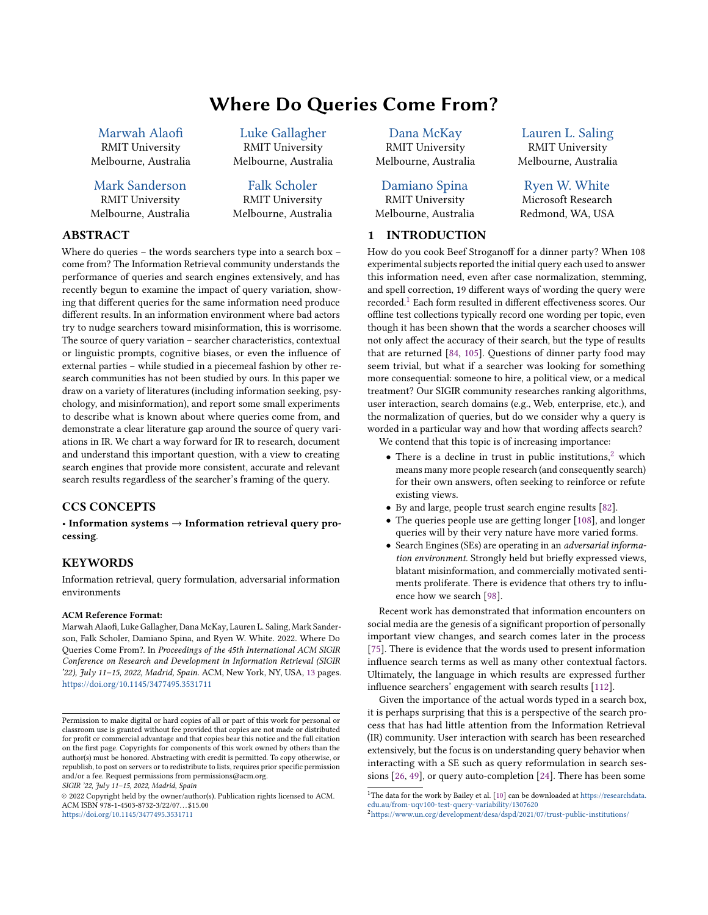# Where Do Queries Come From?

Marwah Alaofi
RMIT University
Melbourne, Australia

Luke Gallagher
RMIT University
Melbourne, Australia

Dana McKay
RMIT University
Melbourne, Australia

Lauren L. Saling
RMIT University
Melbourne, Australia

Mark Sanderson
RMIT University
Melbourne, Australia

Falk Scholer
RMIT University
Melbourne, Australia

Damiano Spina
RMIT University
Melbourne, Australia

Ryen W. White
Microsoft Research
Redmond, WA, USA

## ABSTRACT

Where do queries – the words searchers type into a search box – come from? The Information Retrieval community understands the performance of queries and search engines extensively, and has recently begun to examine the impact of query variation, showing that different queries for the same information need produce different results. In an information environment where bad actors try to nudge searchers toward misinformation, this is worrisome. The source of query variation – searcher characteristics, contextual or linguistic prompts, cognitive biases, or even the influence of external parties – while studied in a piecemeal fashion by other research communities has not been studied by ours. In this paper we draw on a variety of literatures (including information seeking, psychology, and misinformation), and report some small experiments to describe what is known about where queries come from, and demonstrate a clear literature gap around the source of query variations in IR. We chart a way forward for IR to research, document and understand this important question, with a view to creating search engines that provide more consistent, accurate and relevant search results regardless of the searcher's framing of the query.

## CCS CONCEPTS

• **Information systems → Information retrieval query processing**.

## KEYWORDS

Information retrieval, query formulation, adversarial information environments

**ACM Reference Format:**
Marwah Alaofi, Luke Gallagher, Dana McKay, Lauren L. Saling, Mark Sanderson, Falk Scholer, Damiano Spina, and Ryen W. White. 2022. Where Do Queries Come From?. In *Proceedings of the 45th International ACM SIGIR Conference on Research and Development in Information Retrieval (SIGIR '22), July 11–15, 2022, Madrid, Spain.* ACM, New York, NY, USA, 13 pages. https://doi.org/10.1145/3477495.3531711

Permission to make digital or hard copies of all or part of this work for personal or classroom use is granted without fee provided that copies are not made or distributed for profit or commercial advantage and that copies bear this notice and the full citation on the first page. Copyrights for components of this work owned by others than the author(s) must be honored. Abstracting with credit is permitted. To copy otherwise, or republish, to post on servers or to redistribute to lists, requires prior specific permission and/or a fee. Request permissions from permissions@acm.org.
*SIGIR '22, July 11–15, 2022, Madrid, Spain*
© 2022 Copyright held by the owner/author(s). Publication rights licensed to ACM.
ACM ISBN 978-1-4503-8732-3/22/07…$15.00
https://doi.org/10.1145/3477495.3531711

## 1 INTRODUCTION

How do you cook Beef Stroganoff for a dinner party? When 108 experimental subjects reported the initial query each used to answer this information need, even after case normalization, stemming, and spell correction, 19 different ways of wording the query were recorded.[1] Each form resulted in different effectiveness scores. Our offline test collections typically record one wording per topic, even though it has been shown that the words a searcher chooses will not only affect the accuracy of their search, but the type of results that are returned [84, 105]. Questions of dinner party food may seem trivial, but what if a searcher was looking for something more consequential: someone to hire, a political view, or a medical treatment? Our SIGIR community researches ranking algorithms, user interaction, search domains (e.g., Web, enterprise, etc.), and the normalization of queries, but do we consider why a query is worded in a particular way and how that wording affects search?

We contend that this topic is of increasing importance:

- There is a decline in trust in public institutions,[2] which means many more people research (and consequently search) for their own answers, often seeking to reinforce or refute existing views.
- By and large, people trust search engine results [82].
- The queries people use are getting longer [108], and longer queries will by their very nature have more varied forms.
- Search Engines (SEs) are operating in an *adversarial information environment*. Strongly held but briefly expressed views, blatant misinformation, and commercially motivated sentiments proliferate. There is evidence that others try to influence how we search [98].

Recent work has demonstrated that information encounters on social media are the genesis of a significant proportion of personally important view changes, and search comes later in the process [75]. There is evidence that the words used to present information influence search terms as well as many other contextual factors. Ultimately, the language in which results are expressed further influence searchers' engagement with search results [112].

Given the importance of the actual words typed in a search box, it is perhaps surprising that this is a perspective of the search process that has had little attention from the Information Retrieval (IR) community. User interaction with search has been researched extensively, but the focus is on understanding query behavior when interacting with a SE such as query reformulation in search sessions [26, 49], or query auto-completion [24]. There has been some

[1] The data for the work by Bailey et al. [10] can be downloaded at https://researchdata.edu.au/from-uqv100-test-query-variability/1307620
[2] https://www.un.org/development/desa/dspd/2021/07/trust-public-institutions/